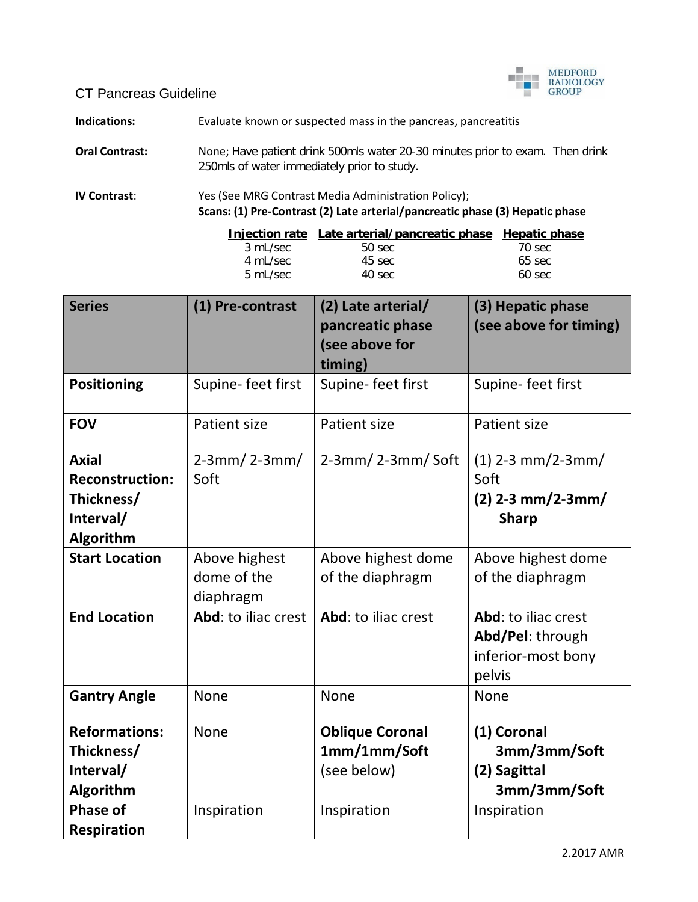# CT Pancreas Guideline

MEDFORD RADIOLOGY GROUP

**Indications:** Evaluate known or suspected mass in the pancreas, pancreatitis

**Oral Contrast:** None; Have patient drink 500mls water 20-30 minutes prior to exam. Then drink 250mls of water immediately prior to study.

**IV Contrast:** Yes (See MRG Contrast Media Administration Policy);
**Scans: (1) Pre-Contrast (2) Late arterial/pancreatic phase (3) Hepatic phase**

| Injection rate | Late arterial/pancreatic phase | Hepatic phase |
|---|---|---|
| 3 mL/sec | 50 sec | 70 sec |
| 4 mL/sec | 45 sec | 65 sec |
| 5 mL/sec | 40 sec | 60 sec |

| Series | (1) Pre-contrast | (2) Late arterial/ pancreatic phase (see above for timing) | (3) Hepatic phase (see above for timing) |
|---|---|---|---|
| **Positioning** | Supine- feet first | Supine- feet first | Supine- feet first |
| **FOV** | Patient size | Patient size | Patient size |
| **Axial Reconstruction: Thickness/ Interval/ Algorithm** | 2-3mm/ 2-3mm/ Soft | 2-3mm/ 2-3mm/ Soft | (1) 2-3 mm/2-3mm/ Soft<br>**(2) 2-3 mm/2-3mm/ Sharp** |
| **Start Location** | Above highest dome of the diaphragm | Above highest dome of the diaphragm | Above highest dome of the diaphragm |
| **End Location** | **Abd**: to iliac crest | **Abd**: to iliac crest | **Abd**: to iliac crest<br>**Abd/Pel**: through inferior-most bony pelvis |
| **Gantry Angle** | None | None | None |
| **Reformations: Thickness/ Interval/ Algorithm** | None | **Oblique Coronal 1mm/1mm/Soft** (see below) | **(1) Coronal 3mm/3mm/Soft**<br>**(2) Sagittal 3mm/3mm/Soft** |
| **Phase of Respiration** | Inspiration | Inspiration | Inspiration |

2.2017 AMR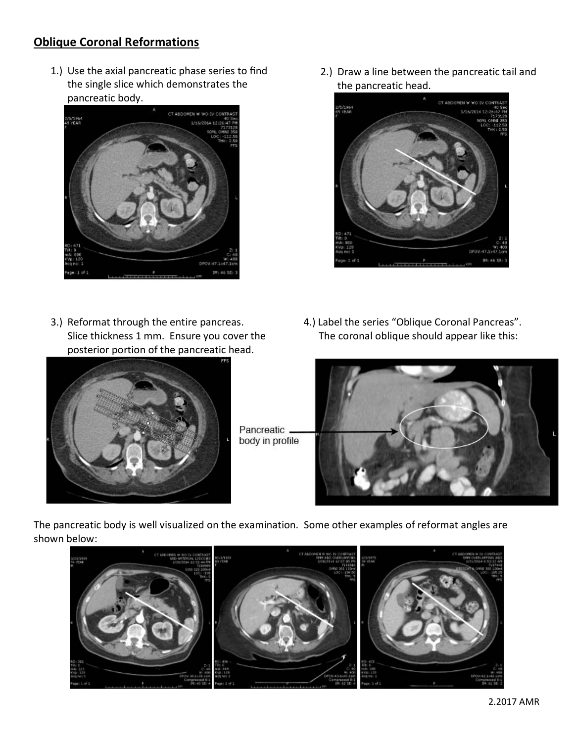## Oblique Coronal Reformations

1.) Use the axial pancreatic phase series to find the single slice which demonstrates the pancreatic body.

2.) Draw a line between the pancreatic tail and the pancreatic head.

3.) Reformat through the entire pancreas. Slice thickness 1 mm. Ensure you cover the posterior portion of the pancreatic head.

4.) Label the series "Oblique Coronal Pancreas". The coronal oblique should appear like this:

Pancreatic body in profile

The pancreatic body is well visualized on the examination. Some other examples of reformat angles are shown below:

2.2017 AMR